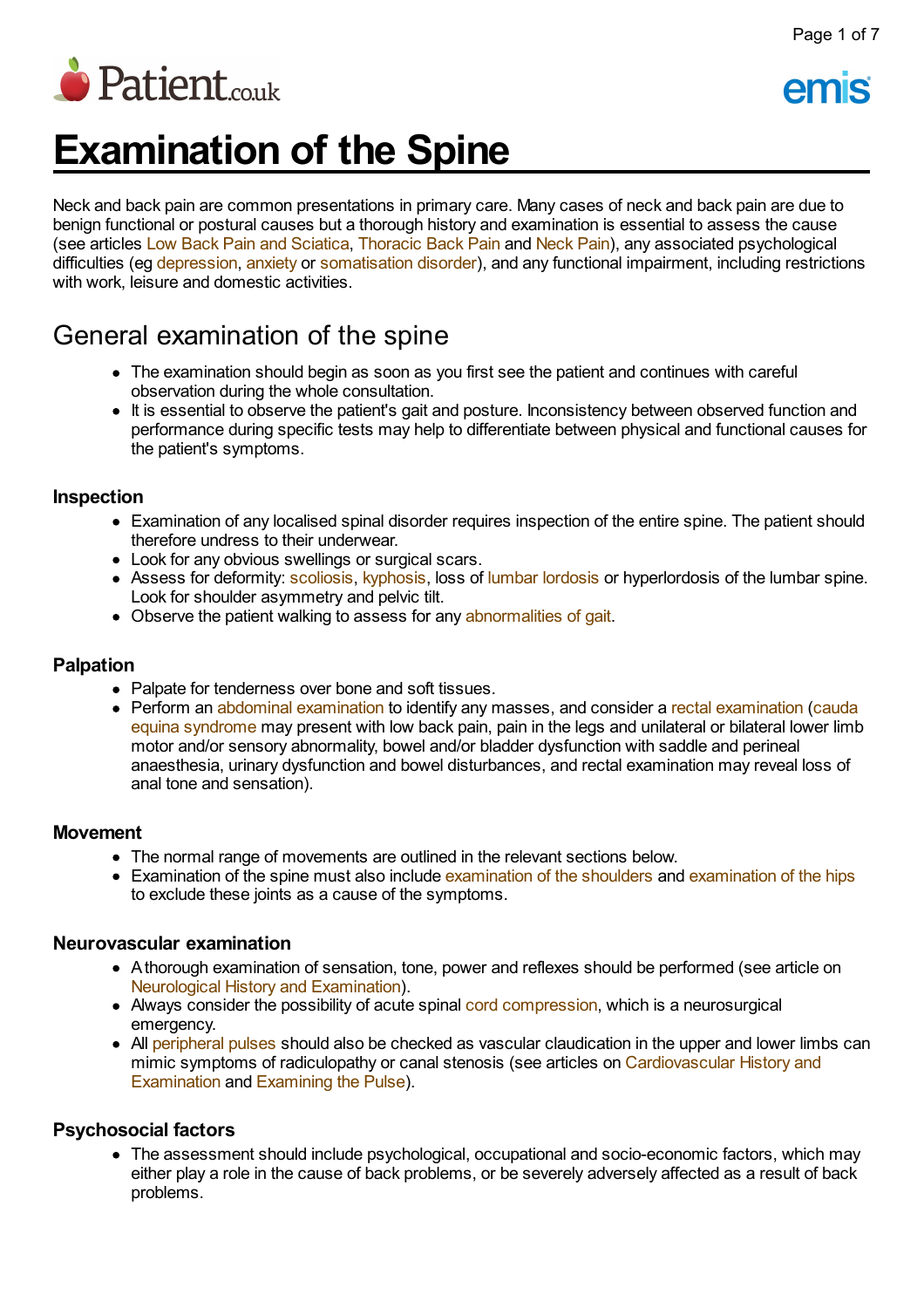# Examination of the Spine

Neck and back pain are common presentations in primary care. Many cases of neck and back pain are due to benign functional or postural causes but a thorough history and examination is essential to assess the cause (see articles Low Back Pain and Sciatica, Thoracic Back Pain and Neck Pain), any associated psychological difficulties (eg depression, anxiety or somatisation disorder), and any functional impairment, including restrictions with work, leisure and domestic activities.

## General examination of the spine

- The examination should begin as soon as you first see the patient and continues with careful observation during the whole consultation.
- It is essential to observe the patient's gait and posture. Inconsistency between observed function and performance during specific tests may help to differentiate between physical and functional causes for the patient's symptoms.

### Inspection

- Examination of any localised spinal disorder requires inspection of the entire spine. The patient should therefore undress to their underwear.
- Look for any obvious swellings or surgical scars.
- Assess for deformity: scoliosis, kyphosis, loss of lumbar lordosis or hyperlordosis of the lumbar spine. Look for shoulder asymmetry and pelvic tilt.
- Observe the patient walking to assess for any abnormalities of gait.

### Palpation

- Palpate for tenderness over bone and soft tissues.
- Perform an abdominal examination to identify any masses, and consider a rectal examination (cauda equina syndrome may present with low back pain, pain in the legs and unilateral or bilateral lower limb motor and/or sensory abnormality, bowel and/or bladder dysfunction with saddle and perineal anaesthesia, urinary dysfunction and bowel disturbances, and rectal examination may reveal loss of anal tone and sensation).

### Movement

- The normal range of movements are outlined in the relevant sections below.
- Examination of the spine must also include examination of the shoulders and examination of the hips to exclude these joints as a cause of the symptoms.

### Neurovascular examination

- A thorough examination of sensation, tone, power and reflexes should be performed (see article on Neurological History and Examination).
- Always consider the possibility of acute spinal cord compression, which is a neurosurgical emergency.
- All peripheral pulses should also be checked as vascular claudication in the upper and lower limbs can mimic symptoms of radiculopathy or canal stenosis (see articles on Cardiovascular History and Examination and Examining the Pulse).

### Psychosocial factors

- The assessment should include psychological, occupational and socio-economic factors, which may either play a role in the cause of back problems, or be severely adversely affected as a result of back problems.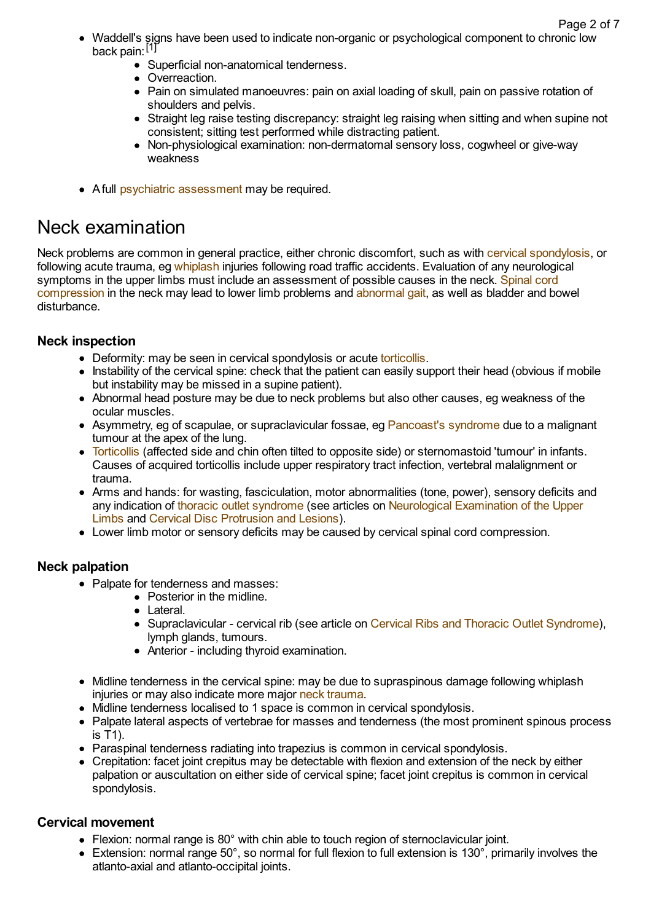- Waddell's signs have been used to indicate non-organic or psychological component to chronic low back pain:[1]
    - Superficial non-anatomical tenderness.
    - Overreaction.
    - Pain on simulated manoeuvres: pain on axial loading of skull, pain on passive rotation of shoulders and pelvis.
    - Straight leg raise testing discrepancy: straight leg raising when sitting and when supine not consistent; sitting test performed while distracting patient.
    - Non-physiological examination: non-dermatomal sensory loss, cogwheel or give-way weakness
- A full psychiatric assessment may be required.

# Neck examination

Neck problems are common in general practice, either chronic discomfort, such as with cervical spondylosis, or following acute trauma, eg whiplash injuries following road traffic accidents. Evaluation of any neurological symptoms in the upper limbs must include an assessment of possible causes in the neck. Spinal cord compression in the neck may lead to lower limb problems and abnormal gait, as well as bladder and bowel disturbance.

## Neck inspection

- Deformity: may be seen in cervical spondylosis or acute torticollis.
- Instability of the cervical spine: check that the patient can easily support their head (obvious if mobile but instability may be missed in a supine patient).
- Abnormal head posture may be due to neck problems but also other causes, eg weakness of the ocular muscles.
- Asymmetry, eg of scapulae, or supraclavicular fossae, eg Pancoast's syndrome due to a malignant tumour at the apex of the lung.
- Torticollis (affected side and chin often tilted to opposite side) or sternomastoid 'tumour' in infants. Causes of acquired torticollis include upper respiratory tract infection, vertebral malalignment or trauma.
- Arms and hands: for wasting, fasciculation, motor abnormalities (tone, power), sensory deficits and any indication of thoracic outlet syndrome (see articles on Neurological Examination of the Upper Limbs and Cervical Disc Protrusion and Lesions).
- Lower limb motor or sensory deficits may be caused by cervical spinal cord compression.

## Neck palpation

- Palpate for tenderness and masses:
    - Posterior in the midline.
    - Lateral.
    - Supraclavicular - cervical rib (see article on Cervical Ribs and Thoracic Outlet Syndrome), lymph glands, tumours.
    - Anterior - including thyroid examination.
- Midline tenderness in the cervical spine: may be due to supraspinous damage following whiplash injuries or may also indicate more major neck trauma.
- Midline tenderness localised to 1 space is common in cervical spondylosis.
- Palpate lateral aspects of vertebrae for masses and tenderness (the most prominent spinous process is T1).
- Paraspinal tenderness radiating into trapezius is common in cervical spondylosis.
- Crepitation: facet joint crepitus may be detectable with flexion and extension of the neck by either palpation or auscultation on either side of cervical spine; facet joint crepitus is common in cervical spondylosis.

## Cervical movement

- Flexion: normal range is 80° with chin able to touch region of sternoclavicular joint.
- Extension: normal range 50°, so normal for full flexion to full extension is 130°, primarily involves the atlanto-axial and atlanto-occipital joints.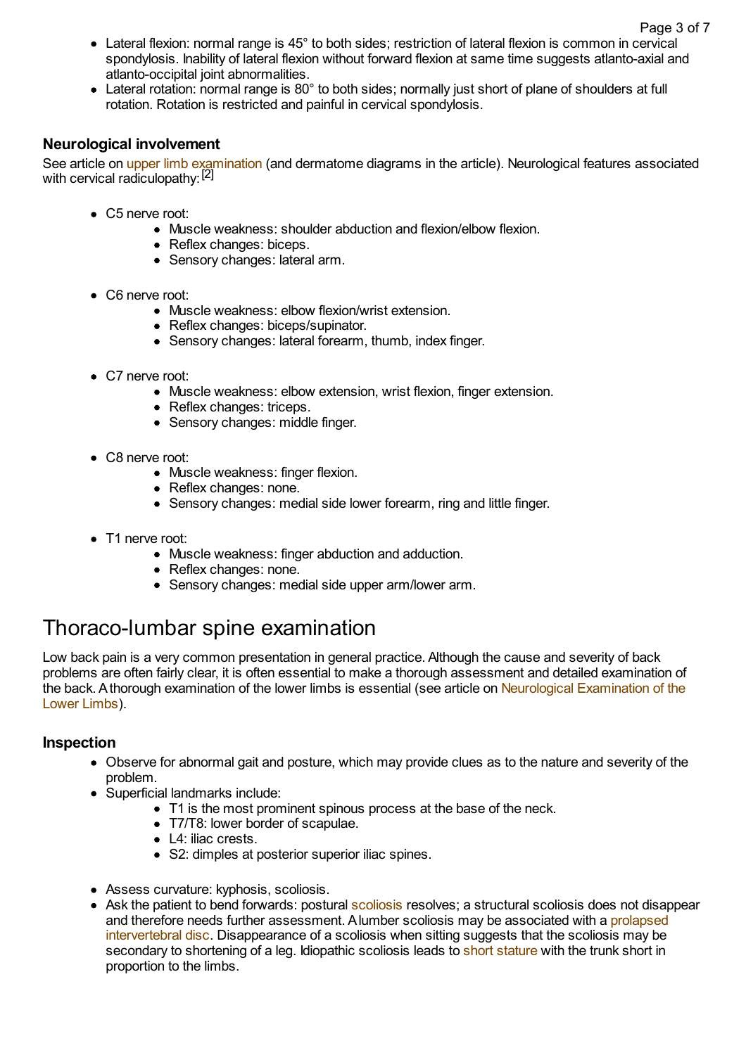- Lateral flexion: normal range is 45° to both sides; restriction of lateral flexion is common in cervical spondylosis. Inability of lateral flexion without forward flexion at same time suggests atlanto-axial and atlanto-occipital joint abnormalities.
- Lateral rotation: normal range is 80° to both sides; normally just short of plane of shoulders at full rotation. Rotation is restricted and painful in cervical spondylosis.

### Neurological involvement

See article on upper limb examination (and dermatome diagrams in the article). Neurological features associated with cervical radiculopathy:[2]

- C5 nerve root:
  - Muscle weakness: shoulder abduction and flexion/elbow flexion.
  - Reflex changes: biceps.
  - Sensory changes: lateral arm.

- C6 nerve root:
  - Muscle weakness: elbow flexion/wrist extension.
  - Reflex changes: biceps/supinator.
  - Sensory changes: lateral forearm, thumb, index finger.

- C7 nerve root:
  - Muscle weakness: elbow extension, wrist flexion, finger extension.
  - Reflex changes: triceps.
  - Sensory changes: middle finger.

- C8 nerve root:
  - Muscle weakness: finger flexion.
  - Reflex changes: none.
  - Sensory changes: medial side lower forearm, ring and little finger.

- T1 nerve root:
  - Muscle weakness: finger abduction and adduction.
  - Reflex changes: none.
  - Sensory changes: medial side upper arm/lower arm.

## Thoraco-lumbar spine examination

Low back pain is a very common presentation in general practice. Although the cause and severity of back problems are often fairly clear, it is often essential to make a thorough assessment and detailed examination of the back. A thorough examination of the lower limbs is essential (see article on Neurological Examination of the Lower Limbs).

### Inspection

- Observe for abnormal gait and posture, which may provide clues as to the nature and severity of the problem.
- Superficial landmarks include:
  - T1 is the most prominent spinous process at the base of the neck.
  - T7/T8: lower border of scapulae.
  - L4: iliac crests.
  - S2: dimples at posterior superior iliac spines.

- Assess curvature: kyphosis, scoliosis.
- Ask the patient to bend forwards: postural scoliosis resolves; a structural scoliosis does not disappear and therefore needs further assessment. A lumbar scoliosis may be associated with a prolapsed intervertebral disc. Disappearance of a scoliosis when sitting suggests that the scoliosis may be secondary to shortening of a leg. Idiopathic scoliosis leads to short stature with the trunk short in proportion to the limbs.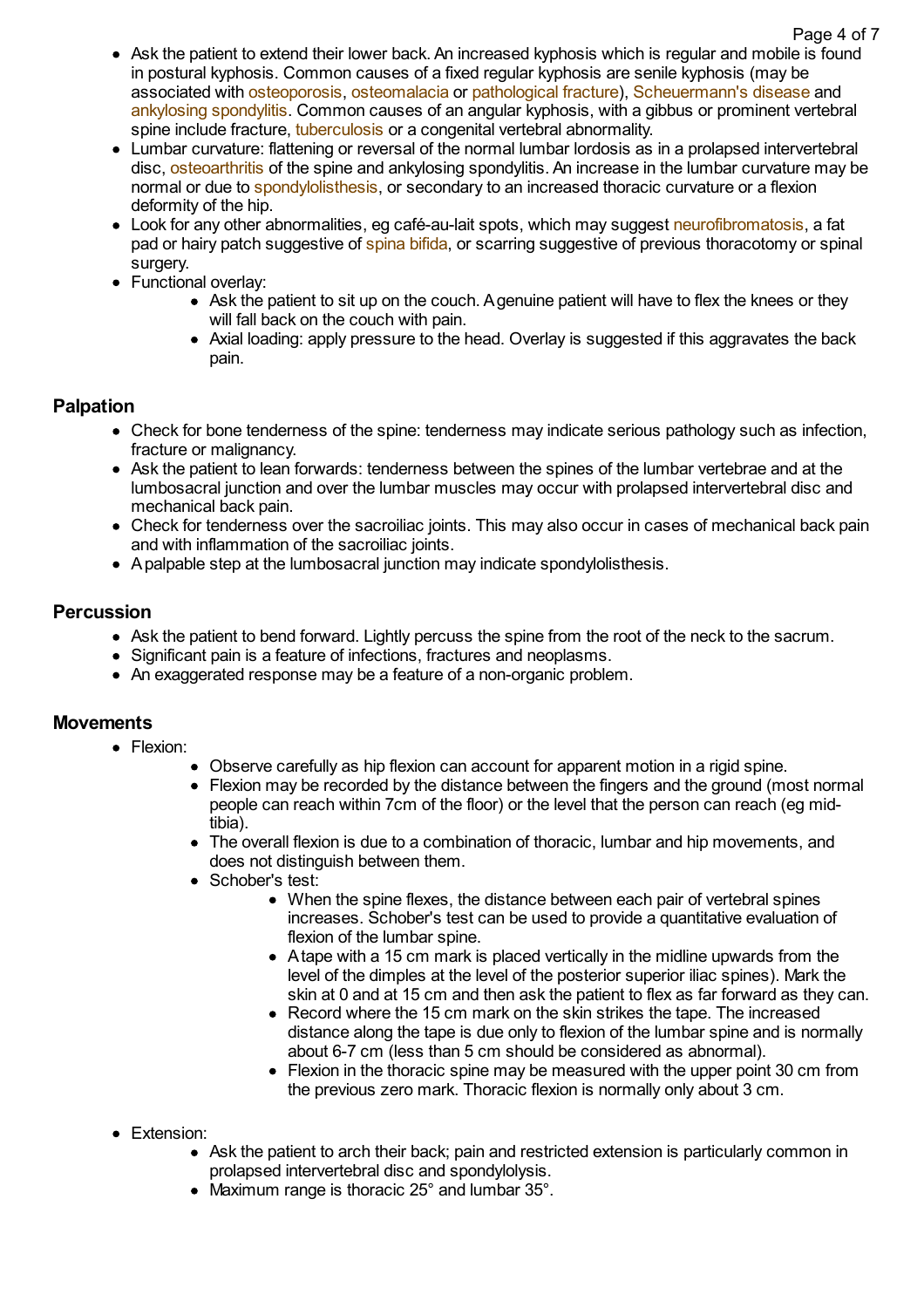- Ask the patient to extend their lower back. An increased kyphosis which is regular and mobile is found in postural kyphosis. Common causes of a fixed regular kyphosis are senile kyphosis (may be associated with osteoporosis, osteomalacia or pathological fracture), Scheuermann's disease and ankylosing spondylitis. Common causes of an angular kyphosis, with a gibbus or prominent vertebral spine include fracture, tuberculosis or a congenital vertebral abnormality.
- Lumbar curvature: flattening or reversal of the normal lumbar lordosis as in a prolapsed intervertebral disc, osteoarthritis of the spine and ankylosing spondylitis. An increase in the lumbar curvature may be normal or due to spondylolisthesis, or secondary to an increased thoracic curvature or a flexion deformity of the hip.
- Look for any other abnormalities, eg café-au-lait spots, which may suggest neurofibromatosis, a fat pad or hairy patch suggestive of spina bifida, or scarring suggestive of previous thoracotomy or spinal surgery.
- Functional overlay:
  - Ask the patient to sit up on the couch. A genuine patient will have to flex the knees or they will fall back on the couch with pain.
  - Axial loading: apply pressure to the head. Overlay is suggested if this aggravates the back pain.

## Palpation

- Check for bone tenderness of the spine: tenderness may indicate serious pathology such as infection, fracture or malignancy.
- Ask the patient to lean forwards: tenderness between the spines of the lumbar vertebrae and at the lumbosacral junction and over the lumbar muscles may occur with prolapsed intervertebral disc and mechanical back pain.
- Check for tenderness over the sacroiliac joints. This may also occur in cases of mechanical back pain and with inflammation of the sacroiliac joints.
- A palpable step at the lumbosacral junction may indicate spondylolisthesis.

## Percussion

- Ask the patient to bend forward. Lightly percuss the spine from the root of the neck to the sacrum.
- Significant pain is a feature of infections, fractures and neoplasms.
- An exaggerated response may be a feature of a non-organic problem.

## Movements

- Flexion:
  - Observe carefully as hip flexion can account for apparent motion in a rigid spine.
  - Flexion may be recorded by the distance between the fingers and the ground (most normal people can reach within 7cm of the floor) or the level that the person can reach (eg mid-tibia).
  - The overall flexion is due to a combination of thoracic, lumbar and hip movements, and does not distinguish between them.
  - Schober's test:
    - When the spine flexes, the distance between each pair of vertebral spines increases. Schober's test can be used to provide a quantitative evaluation of flexion of the lumbar spine.
    - A tape with a 15 cm mark is placed vertically in the midline upwards from the level of the dimples at the level of the posterior superior iliac spines). Mark the skin at 0 and at 15 cm and then ask the patient to flex as far forward as they can.
    - Record where the 15 cm mark on the skin strikes the tape. The increased distance along the tape is due only to flexion of the lumbar spine and is normally about 6-7 cm (less than 5 cm should be considered as abnormal).
    - Flexion in the thoracic spine may be measured with the upper point 30 cm from the previous zero mark. Thoracic flexion is normally only about 3 cm.

- Extension:
  - Ask the patient to arch their back; pain and restricted extension is particularly common in prolapsed intervertebral disc and spondylolysis.
  - Maximum range is thoracic 25° and lumbar 35°.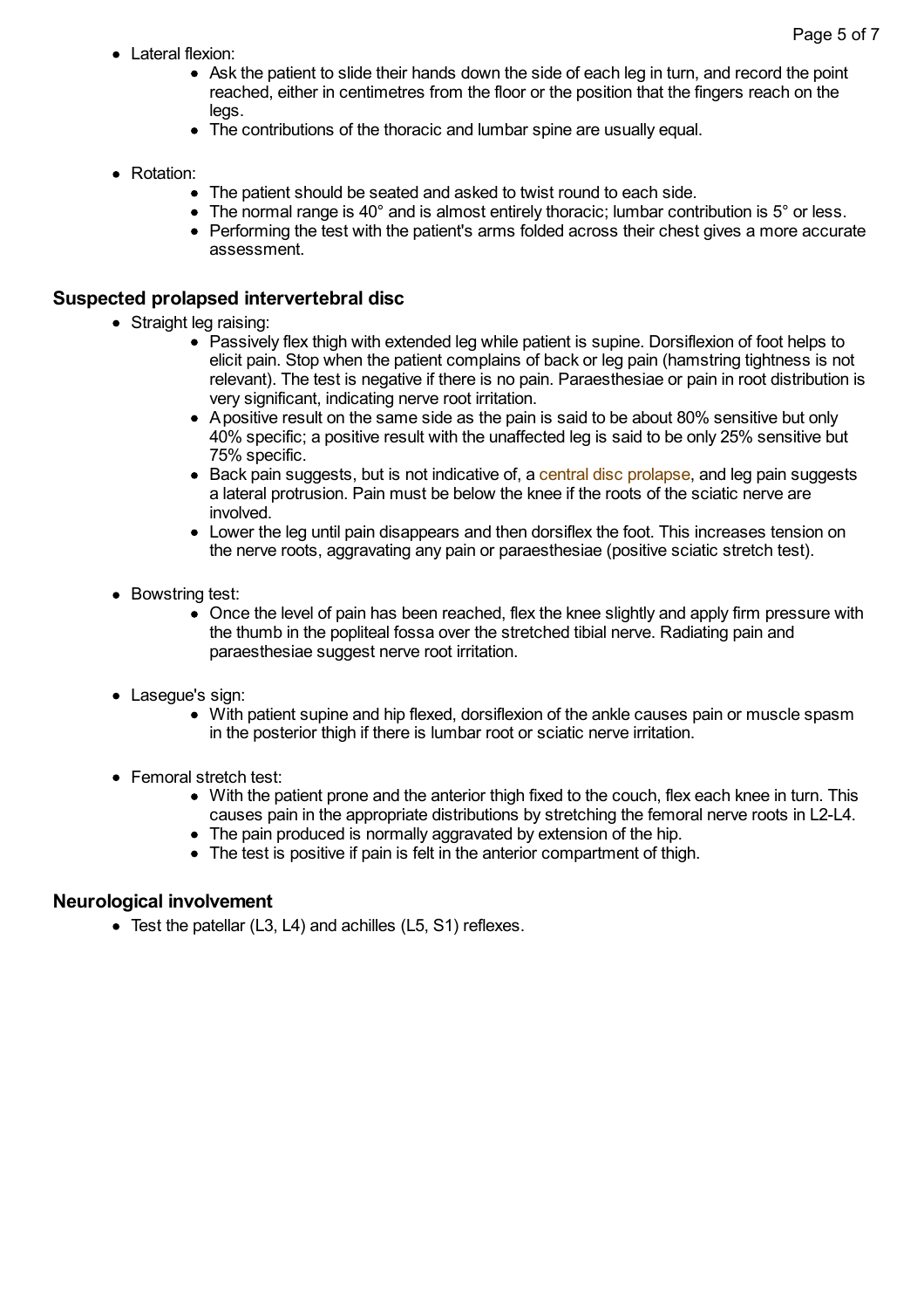- Lateral flexion:
    - Ask the patient to slide their hands down the side of each leg in turn, and record the point reached, either in centimetres from the floor or the position that the fingers reach on the legs.
    - The contributions of the thoracic and lumbar spine are usually equal.

- Rotation:
    - The patient should be seated and asked to twist round to each side.
    - The normal range is 40° and is almost entirely thoracic; lumbar contribution is 5° or less.
    - Performing the test with the patient's arms folded across their chest gives a more accurate assessment.

## Suspected prolapsed intervertebral disc

- Straight leg raising:
    - Passively flex thigh with extended leg while patient is supine. Dorsiflexion of foot helps to elicit pain. Stop when the patient complains of back or leg pain (hamstring tightness is not relevant). The test is negative if there is no pain. Paraesthesiae or pain in root distribution is very significant, indicating nerve root irritation.
    - A positive result on the same side as the pain is said to be about 80% sensitive but only 40% specific; a positive result with the unaffected leg is said to be only 25% sensitive but 75% specific.
    - Back pain suggests, but is not indicative of, a central disc prolapse, and leg pain suggests a lateral protrusion. Pain must be below the knee if the roots of the sciatic nerve are involved.
    - Lower the leg until pain disappears and then dorsiflex the foot. This increases tension on the nerve roots, aggravating any pain or paraesthesiae (positive sciatic stretch test).

- Bowstring test:
    - Once the level of pain has been reached, flex the knee slightly and apply firm pressure with the thumb in the popliteal fossa over the stretched tibial nerve. Radiating pain and paraesthesiae suggest nerve root irritation.

- Lasegue's sign:
    - With patient supine and hip flexed, dorsiflexion of the ankle causes pain or muscle spasm in the posterior thigh if there is lumbar root or sciatic nerve irritation.

- Femoral stretch test:
    - With the patient prone and the anterior thigh fixed to the couch, flex each knee in turn. This causes pain in the appropriate distributions by stretching the femoral nerve roots in L2-L4.
    - The pain produced is normally aggravated by extension of the hip.
    - The test is positive if pain is felt in the anterior compartment of thigh.

## Neurological involvement

- Test the patellar (L3, L4) and achilles (L5, S1) reflexes.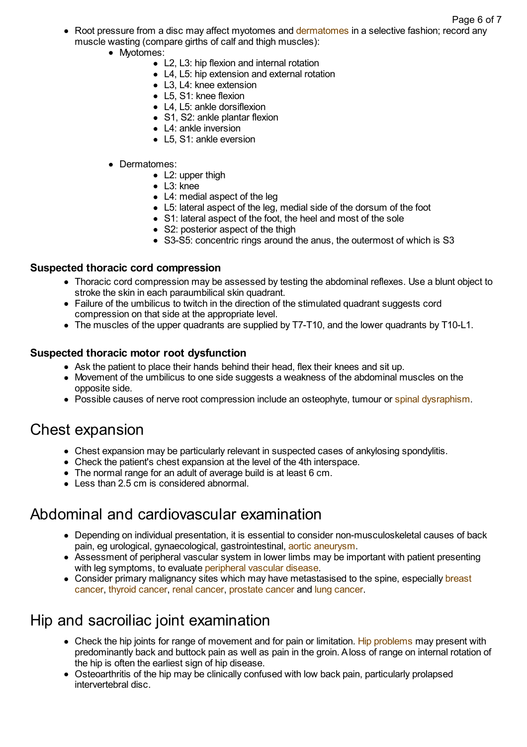- Root pressure from a disc may affect myotomes and dermatomes in a selective fashion; record any muscle wasting (compare girths of calf and thigh muscles):
  - Myotomes:
    - L2, L3: hip flexion and internal rotation
    - L4, L5: hip extension and external rotation
    - L3, L4: knee extension
    - L5, S1: knee flexion
    - L4, L5: ankle dorsiflexion
    - S1, S2: ankle plantar flexion
    - L4: ankle inversion
    - L5, S1: ankle eversion
  - Dermatomes:
    - L2: upper thigh
    - L3: knee
    - L4: medial aspect of the leg
    - L5: lateral aspect of the leg, medial side of the dorsum of the foot
    - S1: lateral aspect of the foot, the heel and most of the sole
    - S2: posterior aspect of the thigh
    - S3-S5: concentric rings around the anus, the outermost of which is S3

### Suspected thoracic cord compression

- Thoracic cord compression may be assessed by testing the abdominal reflexes. Use a blunt object to stroke the skin in each paraumbilical skin quadrant.
- Failure of the umbilicus to twitch in the direction of the stimulated quadrant suggests cord compression on that side at the appropriate level.
- The muscles of the upper quadrants are supplied by T7-T10, and the lower quadrants by T10-L1.

### Suspected thoracic motor root dysfunction

- Ask the patient to place their hands behind their head, flex their knees and sit up.
- Movement of the umbilicus to one side suggests a weakness of the abdominal muscles on the opposite side.
- Possible causes of nerve root compression include an osteophyte, tumour or spinal dysraphism.

## Chest expansion

- Chest expansion may be particularly relevant in suspected cases of ankylosing spondylitis.
- Check the patient's chest expansion at the level of the 4th interspace.
- The normal range for an adult of average build is at least 6 cm.
- Less than 2.5 cm is considered abnormal.

## Abdominal and cardiovascular examination

- Depending on individual presentation, it is essential to consider non-musculoskeletal causes of back pain, eg urological, gynaecological, gastrointestinal, aortic aneurysm.
- Assessment of peripheral vascular system in lower limbs may be important with patient presenting with leg symptoms, to evaluate peripheral vascular disease.
- Consider primary malignancy sites which may have metastasised to the spine, especially breast cancer, thyroid cancer, renal cancer, prostate cancer and lung cancer.

## Hip and sacroiliac joint examination

- Check the hip joints for range of movement and for pain or limitation. Hip problems may present with predominantly back and buttock pain as well as pain in the groin. A loss of range on internal rotation of the hip is often the earliest sign of hip disease.
- Osteoarthritis of the hip may be clinically confused with low back pain, particularly prolapsed intervertebral disc.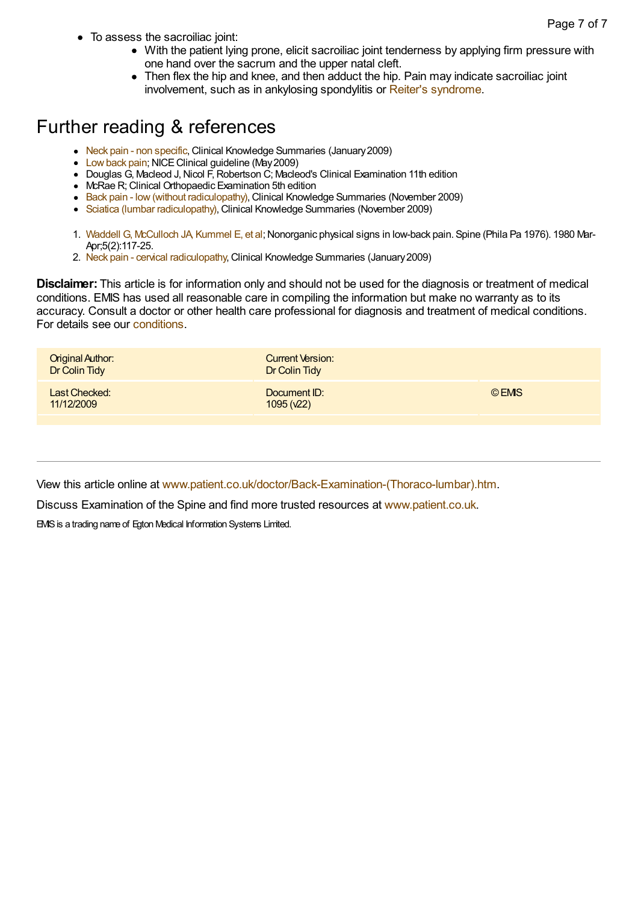- To assess the sacroiliac joint:
    - With the patient lying prone, elicit sacroiliac joint tenderness by applying firm pressure with one hand over the sacrum and the upper natal cleft.
    - Then flex the hip and knee, and then adduct the hip. Pain may indicate sacroiliac joint involvement, such as in ankylosing spondylitis or Reiter's syndrome.

# Further reading & references

- Neck pain - non specific, Clinical Knowledge Summaries (January 2009)
- Low back pain; NICE Clinical guideline (May 2009)
- Douglas G, Macleod J, Nicol F, Robertson C; Macleod's Clinical Examination 11th edition
- McRae R; Clinical Orthopaedic Examination 5th edition
- Back pain - low (without radiculopathy), Clinical Knowledge Summaries (November 2009)
- Sciatica (lumbar radiculopathy), Clinical Knowledge Summaries (November 2009)

1. Waddell G, McCulloch JA, Kummel E, et al; Nonorganic physical signs in low-back pain. Spine (Phila Pa 1976). 1980 Mar-Apr;5(2):117-25.
2. Neck pain - cervical radiculopathy, Clinical Knowledge Summaries (January 2009)

**Disclaimer:** This article is for information only and should not be used for the diagnosis or treatment of medical conditions. EMIS has used all reasonable care in compiling the information but make no warranty as to its accuracy. Consult a doctor or other health care professional for diagnosis and treatment of medical conditions. For details see our conditions.

| | | |
|---|---|---|
| Original Author:<br>Dr Colin Tidy | Current Version:<br>Dr Colin Tidy | |
| Last Checked:<br>11/12/2009 | Document ID:<br>1095 (v22) | © EMIS |

View this article online at www.patient.co.uk/doctor/Back-Examination-(Thoraco-lumbar).htm.

Discuss Examination of the Spine and find more trusted resources at www.patient.co.uk.

EMIS is a trading name of Egton Medical Information Systems Limited.